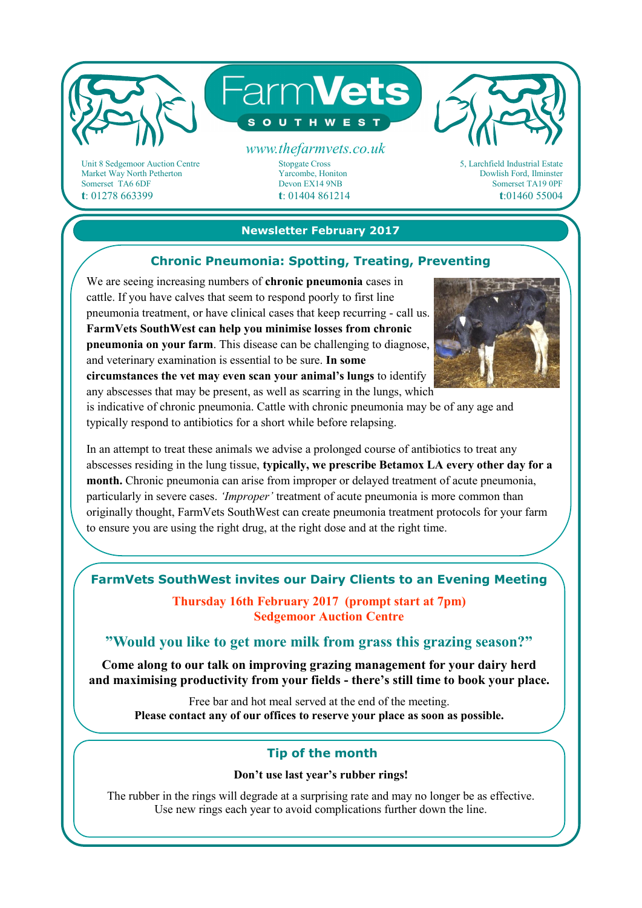# FarmVets SOUTHWEST

www.thefarmvets.co.uk

Unit 8 Sedgemoor Auction Centre
Market Way North Petherton
Somerset TA6 6DF
**t**: 01278 663399

Stopgate Cross
Yarcombe, Honiton
Devon EX14 9NB
**t**: 01404 861214

5, Larchfield Industrial Estate
Dowlish Ford, Ilminster
Somerset TA19 0PF
**t**:01460 55004

## Newsletter February 2017

### Chronic Pneumonia: Spotting, Treating, Preventing

We are seeing increasing numbers of **chronic pneumonia** cases in cattle. If you have calves that seem to respond poorly to first line pneumonia treatment, or have clinical cases that keep recurring - call us. **FarmVets SouthWest can help you minimise losses from chronic pneumonia on your farm**. This disease can be challenging to diagnose, and veterinary examination is essential to be sure. **In some circumstances the vet may even scan your animal's lungs** to identify any abscesses that may be present, as well as scarring in the lungs, which is indicative of chronic pneumonia. Cattle with chronic pneumonia may be of any age and typically respond to antibiotics for a short while before relapsing.

In an attempt to treat these animals we advise a prolonged course of antibiotics to treat any abscesses residing in the lung tissue, **typically, we prescribe Betamox LA every other day for a month.** Chronic pneumonia can arise from improper or delayed treatment of acute pneumonia, particularly in severe cases. *'Improper'* treatment of acute pneumonia is more common than originally thought, FarmVets SouthWest can create pneumonia treatment protocols for your farm to ensure you are using the right drug, at the right dose and at the right time.

### FarmVets SouthWest invites our Dairy Clients to an Evening Meeting

**Thursday 16th February 2017 (prompt start at 7pm)**
**Sedgemoor Auction Centre**

**"Would you like to get more milk from grass this grazing season?"**

**Come along to our talk on improving grazing management for your dairy herd and maximising productivity from your fields - there's still time to book your place.**

Free bar and hot meal served at the end of the meeting.
**Please contact any of our offices to reserve your place as soon as possible.**

### Tip of the month

**Don't use last year's rubber rings!**

The rubber in the rings will degrade at a surprising rate and may no longer be as effective. Use new rings each year to avoid complications further down the line.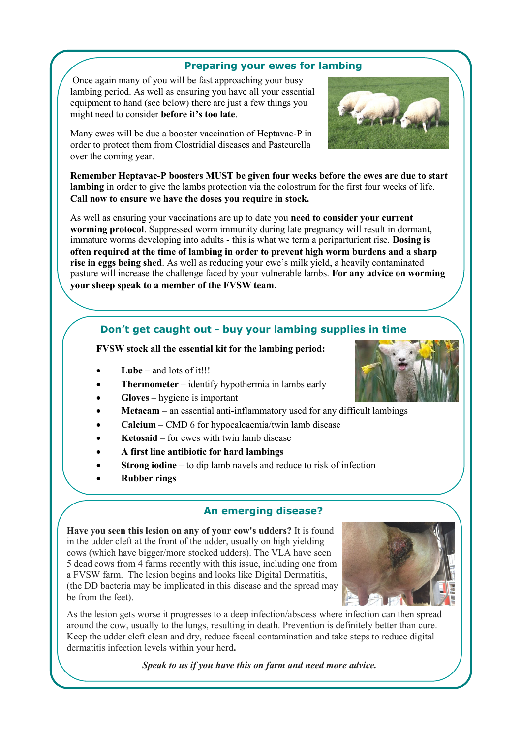## Preparing your ewes for lambing

Once again many of you will be fast approaching your busy lambing period. As well as ensuring you have all your essential equipment to hand (see below) there are just a few things you might need to consider **before it's too late**.

Many ewes will be due a booster vaccination of Heptavac-P in order to protect them from Clostridial diseases and Pasteurella over the coming year.

**Remember Heptavac-P boosters MUST be given four weeks before the ewes are due to start lambing** in order to give the lambs protection via the colostrum for the first four weeks of life. **Call now to ensure we have the doses you require in stock.**

As well as ensuring your vaccinations are up to date you **need to consider your current worming protocol**. Suppressed worm immunity during late pregnancy will result in dormant, immature worms developing into adults - this is what we term a periparturient rise. **Dosing is often required at the time of lambing in order to prevent high worm burdens and a sharp rise in eggs being shed**. As well as reducing your ewe's milk yield, a heavily contaminated pasture will increase the challenge faced by your vulnerable lambs. **For any advice on worming your sheep speak to a member of the FVSW team.**

## Don't get caught out - buy your lambing supplies in time

**FVSW stock all the essential kit for the lambing period:**

- **Lube** – and lots of it!!!
- **Thermometer** – identify hypothermia in lambs early
- **Gloves** – hygiene is important
- **Metacam** – an essential anti-inflammatory used for any difficult lambings
- **Calcium** – CMD 6 for hypocalcaemia/twin lamb disease
- **Ketosaid** – for ewes with twin lamb disease
- **A first line antibiotic for hard lambings**
- **Strong iodine** – to dip lamb navels and reduce to risk of infection
- **Rubber rings**

## An emerging disease?

**Have you seen this lesion on any of your cow's udders?** It is found in the udder cleft at the front of the udder, usually on high yielding cows (which have bigger/more stocked udders). The VLA have seen 5 dead cows from 4 farms recently with this issue, including one from a FVSW farm. The lesion begins and looks like Digital Dermatitis, (the DD bacteria may be implicated in this disease and the spread may be from the feet).

As the lesion gets worse it progresses to a deep infection/abscess where infection can then spread around the cow, usually to the lungs, resulting in death. Prevention is definitely better than cure. Keep the udder cleft clean and dry, reduce faecal contamination and take steps to reduce digital dermatitis infection levels within your herd**.**

***Speak to us if you have this on farm and need more advice.***